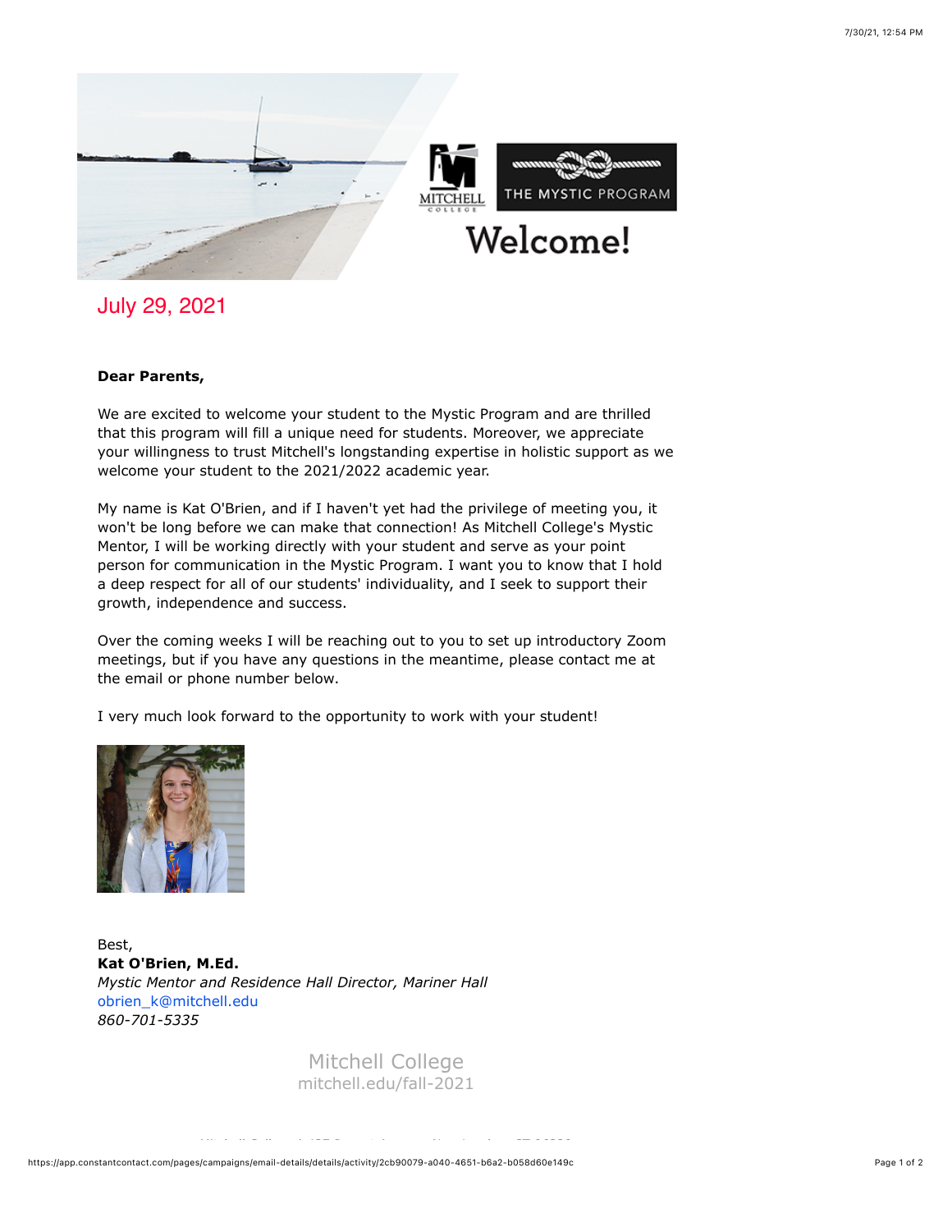Welcome!

July 29, 2021

**Dear Parents,**

We are excited to welcome your student to the Mystic Program and are thrilled that this program will fill a unique need for students. Moreover, we appreciate your willingness to trust Mitchell's longstanding expertise in holistic support as we welcome your student to the 2021/2022 academic year.

My name is Kat O'Brien, and if I haven't yet had the privilege of meeting you, it won't be long before we can make that connection! As Mitchell College's Mystic Mentor, I will be working directly with your student and serve as your point person for communication in the Mystic Program. I want you to know that I hold a deep respect for all of our students' individuality, and I seek to support their growth, independence and success.

Over the coming weeks I will be reaching out to you to set up introductory Zoom meetings, but if you have any questions in the meantime, please contact me at the email or phone number below.

I very much look forward to the opportunity to work with your student!

Best,
**Kat O'Brien, M.Ed.**
*Mystic Mentor and Residence Hall Director, Mariner Hall*
obrien_k@mitchell.edu
*860-701-5335*

Mitchell College
mitchell.edu/fall-2021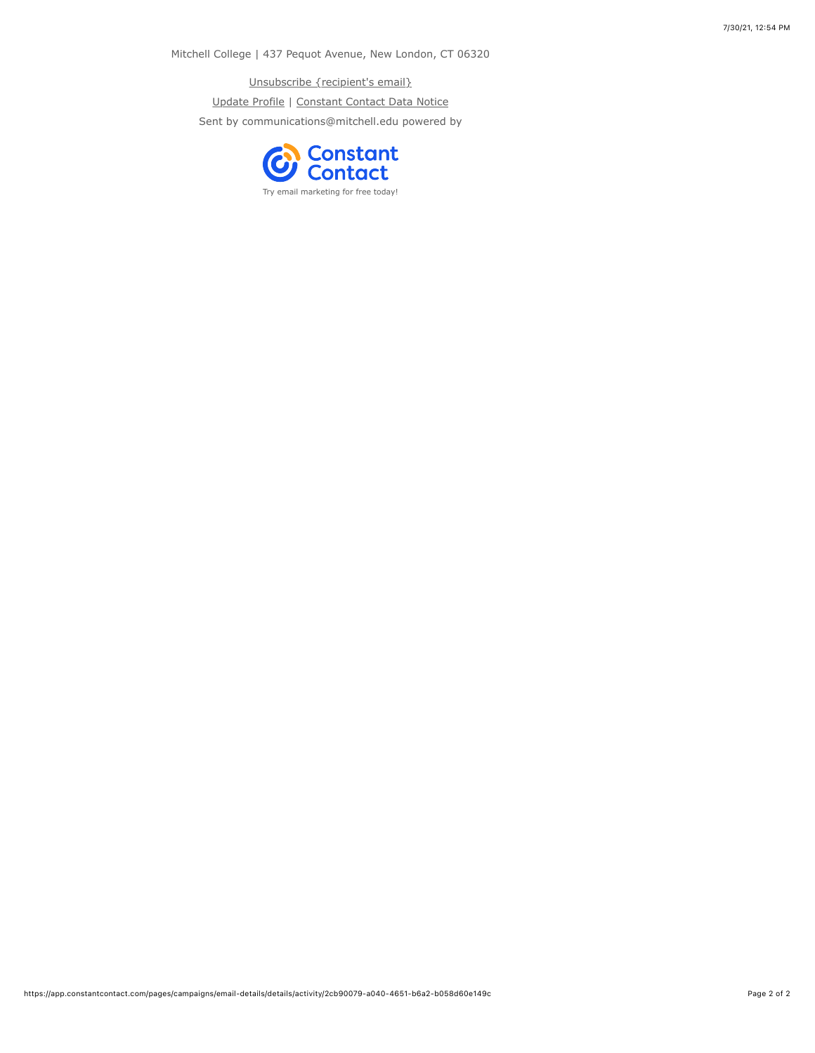Mitchell College | 437 Pequot Avenue, New London, CT 06320

Unsubscribe {recipient's email}

Update Profile | Constant Contact Data Notice

Sent by communications@mitchell.edu powered by

Constant Contact

Try email marketing for free today!